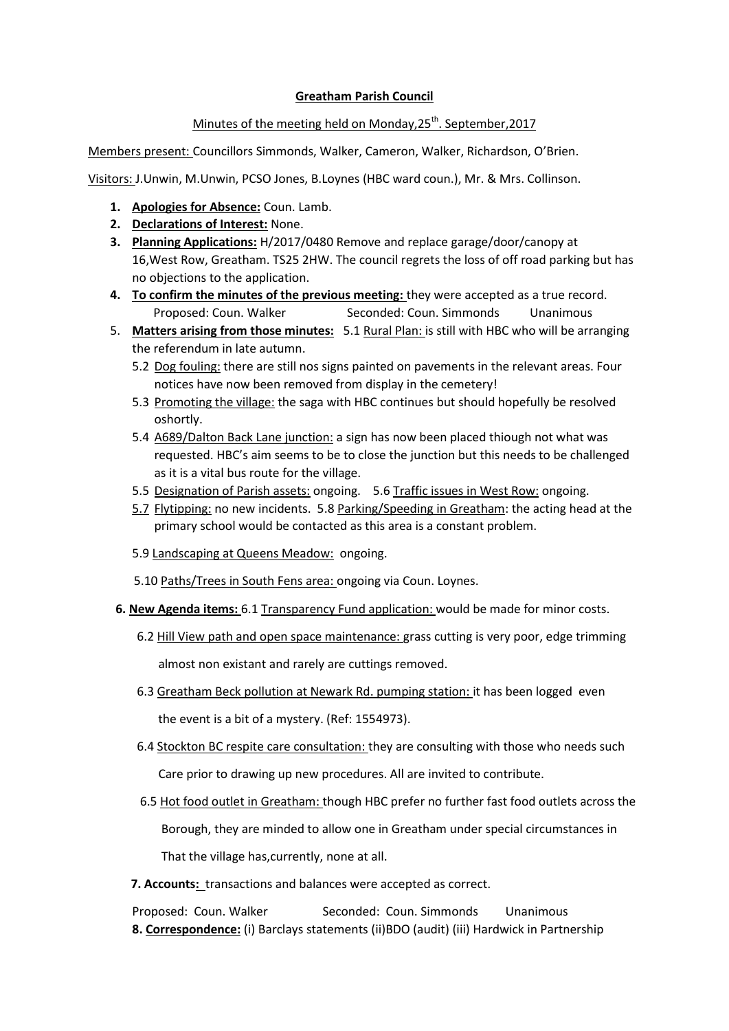**Greatham Parish Council**

Minutes of the meeting held on Monday,25th. September,2017

Members present: Councillors Simmonds, Walker, Cameron, Walker, Richardson, O'Brien.

Visitors: J.Unwin, M.Unwin, PCSO Jones, B.Loynes (HBC ward coun.), Mr. & Mrs. Collinson.

1. **Apologies for Absence:** Coun. Lamb.
2. **Declarations of Interest:** None.
3. **Planning Applications:** H/2017/0480 Remove and replace garage/door/canopy at 16,West Row, Greatham. TS25 2HW. The council regrets the loss of off road parking but has no objections to the application.
4. **To confirm the minutes of the previous meeting:** they were accepted as a true record.
   Proposed: Coun. Walker Seconded: Coun. Simmonds Unanimous
5. **Matters arising from those minutes:** 5.1 Rural Plan: is still with HBC who will be arranging the referendum in late autumn.
   - 5.2 Dog fouling: there are still nos signs painted on pavements in the relevant areas. Four notices have now been removed from display in the cemetery!
   - 5.3 Promoting the village: the saga with HBC continues but should hopefully be resolved oshortly.
   - 5.4 A689/Dalton Back Lane junction: a sign has now been placed thiough not what was requested. HBC's aim seems to be to close the junction but this needs to be challenged as it is a vital bus route for the village.
   - 5.5 Designation of Parish assets: ongoing. 5.6 Traffic issues in West Row: ongoing.
   - 5.7 Flytipping: no new incidents. 5.8 Parking/Speeding in Greatham: the acting head at the primary school would be contacted as this area is a constant problem.
   - 5.9 Landscaping at Queens Meadow: ongoing.
   - 5.10 Paths/Trees in South Fens area: ongoing via Coun. Loynes.

**6. New Agenda items:** 6.1 Transparency Fund application: would be made for minor costs.

6.2 Hill View path and open space maintenance: grass cutting is very poor, edge trimming almost non existant and rarely are cuttings removed.

6.3 Greatham Beck pollution at Newark Rd. pumping station: it has been logged even the event is a bit of a mystery. (Ref: 1554973).

6.4 Stockton BC respite care consultation: they are consulting with those who needs such Care prior to drawing up new procedures. All are invited to contribute.

6.5 Hot food outlet in Greatham: though HBC prefer no further fast food outlets across the Borough, they are minded to allow one in Greatham under special circumstances in That the village has,currently, none at all.

**7. Accounts:** transactions and balances were accepted as correct.

Proposed: Coun. Walker Seconded: Coun. Simmonds Unanimous

**8. Correspondence:** (i) Barclays statements (ii)BDO (audit) (iii) Hardwick in Partnership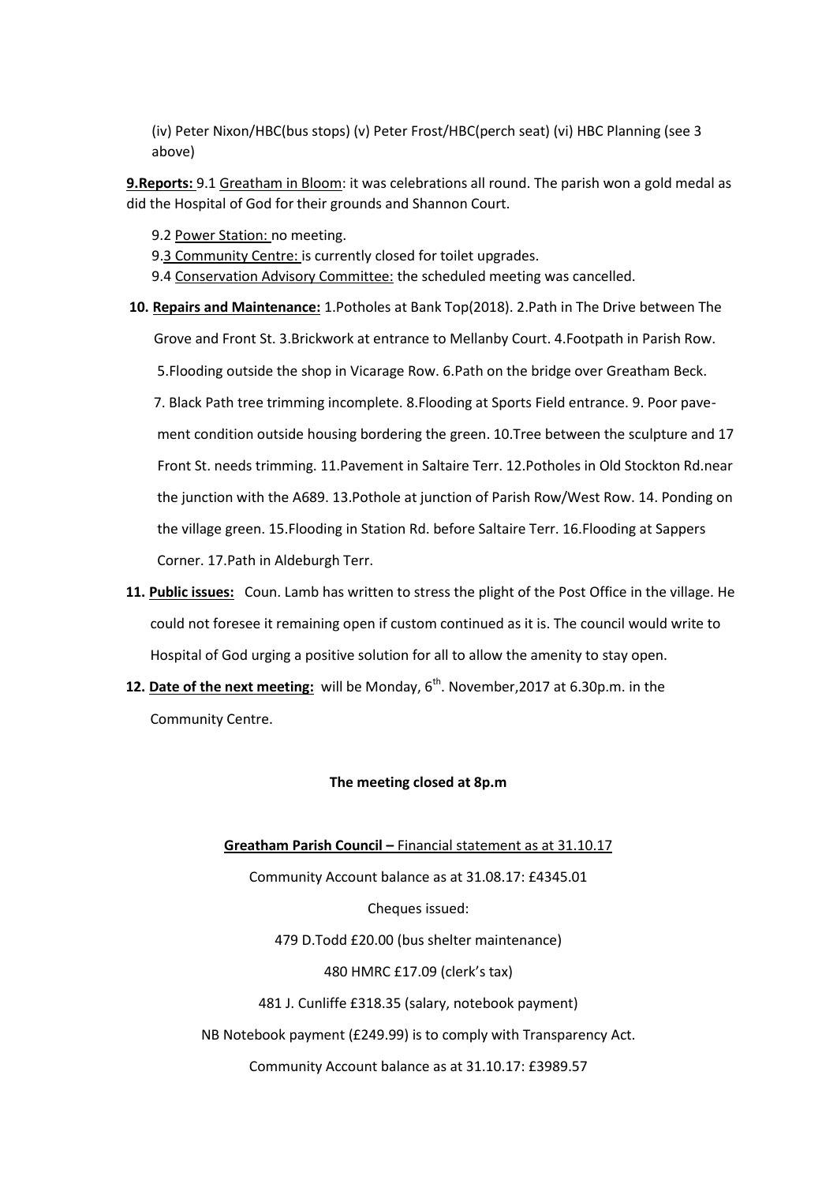(iv) Peter Nixon/HBC(bus stops) (v) Peter Frost/HBC(perch seat) (vi) HBC Planning (see 3 above)

**9.Reports:** 9.1 Greatham in Bloom: it was celebrations all round. The parish won a gold medal as did the Hospital of God for their grounds and Shannon Court.

9.2 Power Station: no meeting.
9.3 Community Centre: is currently closed for toilet upgrades.
9.4 Conservation Advisory Committee: the scheduled meeting was cancelled.

**10. Repairs and Maintenance:** 1.Potholes at Bank Top(2018). 2.Path in The Drive between The Grove and Front St. 3.Brickwork at entrance to Mellanby Court. 4.Footpath in Parish Row. 5.Flooding outside the shop in Vicarage Row. 6.Path on the bridge over Greatham Beck. 7. Black Path tree trimming incomplete. 8.Flooding at Sports Field entrance. 9. Poor pavement condition outside housing bordering the green. 10.Tree between the sculpture and 17 Front St. needs trimming. 11.Pavement in Saltaire Terr. 12.Potholes in Old Stockton Rd.near the junction with the A689. 13.Pothole at junction of Parish Row/West Row. 14. Ponding on the village green. 15.Flooding in Station Rd. before Saltaire Terr. 16.Flooding at Sappers Corner. 17.Path in Aldeburgh Terr.

**11. Public issues:** Coun. Lamb has written to stress the plight of the Post Office in the village. He could not foresee it remaining open if custom continued as it is. The council would write to Hospital of God urging a positive solution for all to allow the amenity to stay open.

**12. Date of the next meeting:** will be Monday, 6th. November,2017 at 6.30p.m. in the Community Centre.

**The meeting closed at 8p.m**

**Greatham Parish Council –** Financial statement as at 31.10.17

Community Account balance as at 31.08.17: £4345.01

Cheques issued:

479 D.Todd £20.00 (bus shelter maintenance)

480 HMRC £17.09 (clerk's tax)

481 J. Cunliffe £318.35 (salary, notebook payment)

NB Notebook payment (£249.99) is to comply with Transparency Act.

Community Account balance as at 31.10.17: £3989.57